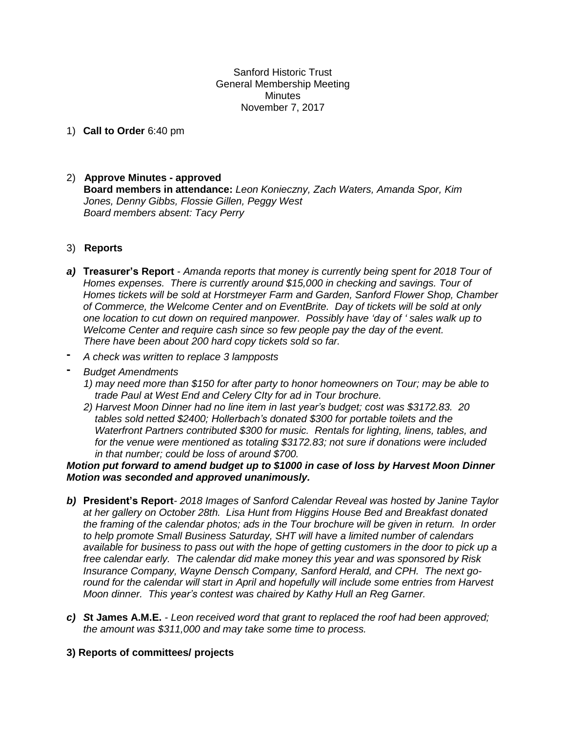Sanford Historic Trust
General Membership Meeting
Minutes
November 7, 2017

1) **Call to Order** 6:40 pm

2) **Approve Minutes - approved**
   **Board members in attendance:** *Leon Konieczny, Zach Waters, Amanda Spor, Kim Jones, Denny Gibbs, Flossie Gillen, Peggy West*
   *Board members absent: Tacy Perry*

3) **Reports**

*a)* **Treasurer's Report** - *Amanda reports that money is currently being spent for 2018 Tour of Homes expenses. There is currently around $15,000 in checking and savings. Tour of Homes tickets will be sold at Horstmeyer Farm and Garden, Sanford Flower Shop, Chamber of Commerce, the Welcome Center and on EventBrite. Day of tickets will be sold at only one location to cut down on required manpower. Possibly have 'day of ' sales walk up to Welcome Center and require cash since so few people pay the day of the event. There have been about 200 hard copy tickets sold so far.*

- *A check was written to replace 3 lampposts*
- *Budget Amendments*
  *1) may need more than $150 for after party to honor homeowners on Tour; may be able to trade Paul at West End and Celery CIty for ad in Tour brochure.*
  *2) Harvest Moon Dinner had no line item in last year's budget; cost was $3172.83. 20 tables sold netted $2400; Hollerbach's donated $300 for portable toilets and the Waterfront Partners contributed $300 for music. Rentals for lighting, linens, tables, and for the venue were mentioned as totaling $3172.83; not sure if donations were included in that number; could be loss of around $700.*

***Motion put forward to amend budget up to $1000 in case of loss by Harvest Moon Dinner Motion was seconded and approved unanimously.***

*b)* **President's Report**- *2018 Images of Sanford Calendar Reveal was hosted by Janine Taylor at her gallery on October 28th. Lisa Hunt from Higgins House Bed and Breakfast donated the framing of the calendar photos; ads in the Tour brochure will be given in return. In order to help promote Small Business Saturday, SHT will have a limited number of calendars available for business to pass out with the hope of getting customers in the door to pick up a free calendar early. The calendar did make money this year and was sponsored by Risk Insurance Company, Wayne Densch Company, Sanford Herald, and CPH. The next go-round for the calendar will start in April and hopefully will include some entries from Harvest Moon dinner. This year's contest was chaired by Kathy Hull an Reg Garner.*

*c)* ***S*****t James A.M.E.** - *Leon received word that grant to replaced the roof had been approved; the amount was $311,000 and may take some time to process.*

**3) Reports of committees/ projects**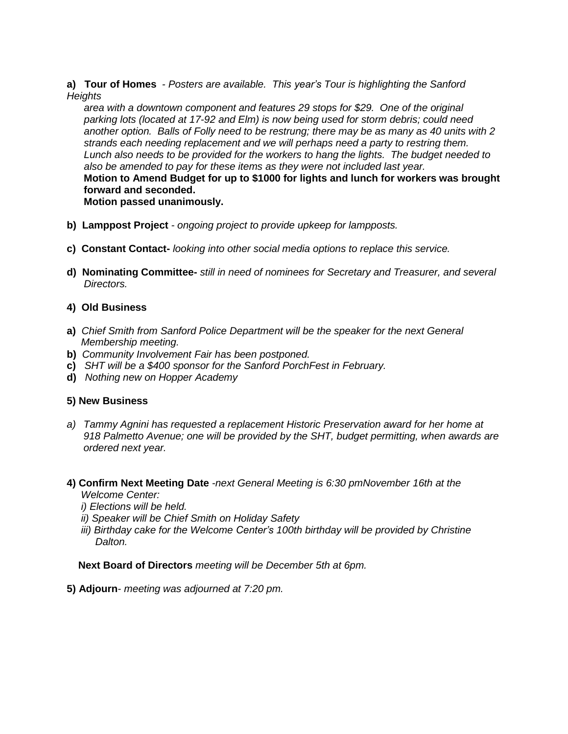**a) Tour of Homes** - *Posters are available. This year's Tour is highlighting the Sanford Heights area with a downtown component and features 29 stops for $29. One of the original parking lots (located at 17-92 and Elm) is now being used for storm debris; could need another option. Balls of Folly need to be restrung; there may be as many as 40 units with 2 strands each needing replacement and we will perhaps need a party to restring them. Lunch also needs to be provided for the workers to hang the lights. The budget needed to also be amended to pay for these items as they were not included last year.*

**Motion to Amend Budget for up to $1000 for lights and lunch for workers was brought forward and seconded.**

**Motion passed unanimously.**

**b) Lamppost Project** - *ongoing project to provide upkeep for lampposts.*

**c) Constant Contact-** *looking into other social media options to replace this service.*

**d) Nominating Committee-** *still in need of nominees for Secretary and Treasurer, and several Directors.*

**4) Old Business**

**a)** *Chief Smith from Sanford Police Department will be the speaker for the next General Membership meeting.*
**b)** *Community Involvement Fair has been postponed.*
**c)** *SHT will be a $400 sponsor for the Sanford PorchFest in February.*
**d)** *Nothing new on Hopper Academy*

**5) New Business**

*a) Tammy Agnini has requested a replacement Historic Preservation award for her home at 918 Palmetto Avenue; one will be provided by the SHT, budget permitting, when awards are ordered next year.*

**4) Confirm Next Meeting Date** *-next General Meeting is 6:30 pmNovember 16th at the Welcome Center:*

*i) Elections will be held.*
*ii) Speaker will be Chief Smith on Holiday Safety*
*iii) Birthday cake for the Welcome Center's 100th birthday will be provided by Christine Dalton.*

**Next Board of Directors** *meeting will be December 5th at 6pm.*

**5) Adjourn**- *meeting was adjourned at 7:20 pm.*